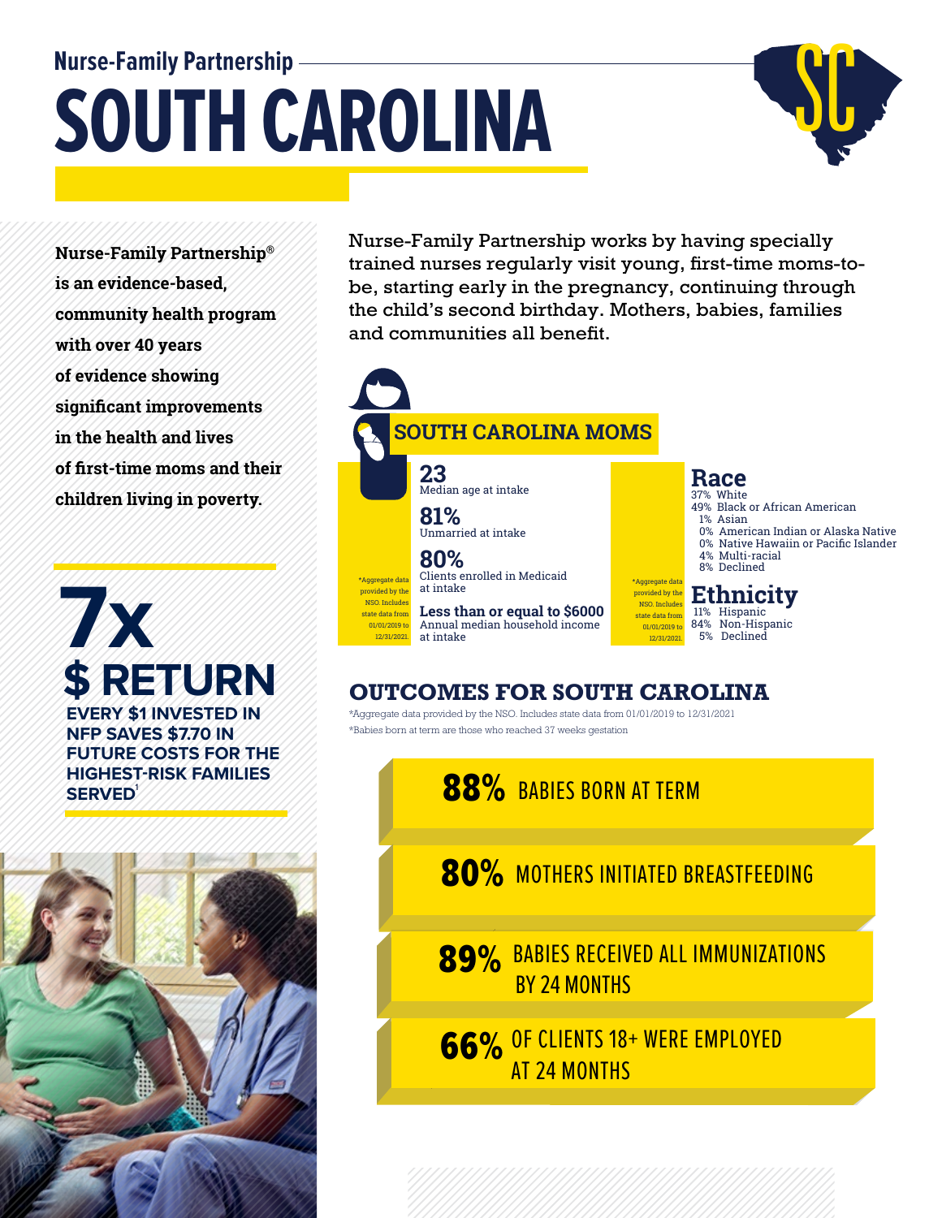Nurse-Family Partnership

# SOUTH CAROLINA

**Nurse-Family Partnership® is an evidence-based, community health program with over 40 years of evidence showing significant improvements in the health and lives of first-time moms and their children living in poverty.**

**7x**

**$ RETURN**

**EVERY $1 INVESTED IN NFP SAVES $7.70 IN FUTURE COSTS FOR THE HIGHEST-RISK FAMILIES SERVED**[1]

Nurse-Family Partnership works by having specially trained nurses regularly visit young, first-time moms-to-be, starting early in the pregnancy, continuing through the child's second birthday. Mothers, babies, families and communities all benefit.

## SOUTH CAROLINA MOMS

*Aggregate data provided by the NSO. Includes state data from 01/01/2019 to 12/31/2021.

**23**
Median age at intake

**81%**
Unmarried at intake

**80%**
Clients enrolled in Medicaid at intake

**Less than or equal to $6000**
Annual median household income at intake

*Aggregate data provided by the NSO. Includes state data from 01/01/2019 to 12/31/2021.

### Race

- 37% White
- 49% Black or African American
- 1% Asian
- 0% American Indian or Alaska Native
- 0% Native Hawaiin or Pacific Islander
- 4% Multi-racial
- 8% Declined

### Ethnicity

- 11% Hispanic
- 84% Non-Hispanic
- 5% Declined

## OUTCOMES FOR SOUTH CAROLINA

*Aggregate data provided by the NSO. Includes state data from 01/01/2019 to 12/31/2021

*Babies born at term are those who reached 37 weeks gestation

**88%** BABIES BORN AT TERM

**80%** MOTHERS INITIATED BREASTFEEDING

**89%** BABIES RECEIVED ALL IMMUNIZATIONS BY 24 MONTHS

**66%** OF CLIENTS 18+ WERE EMPLOYED AT 24 MONTHS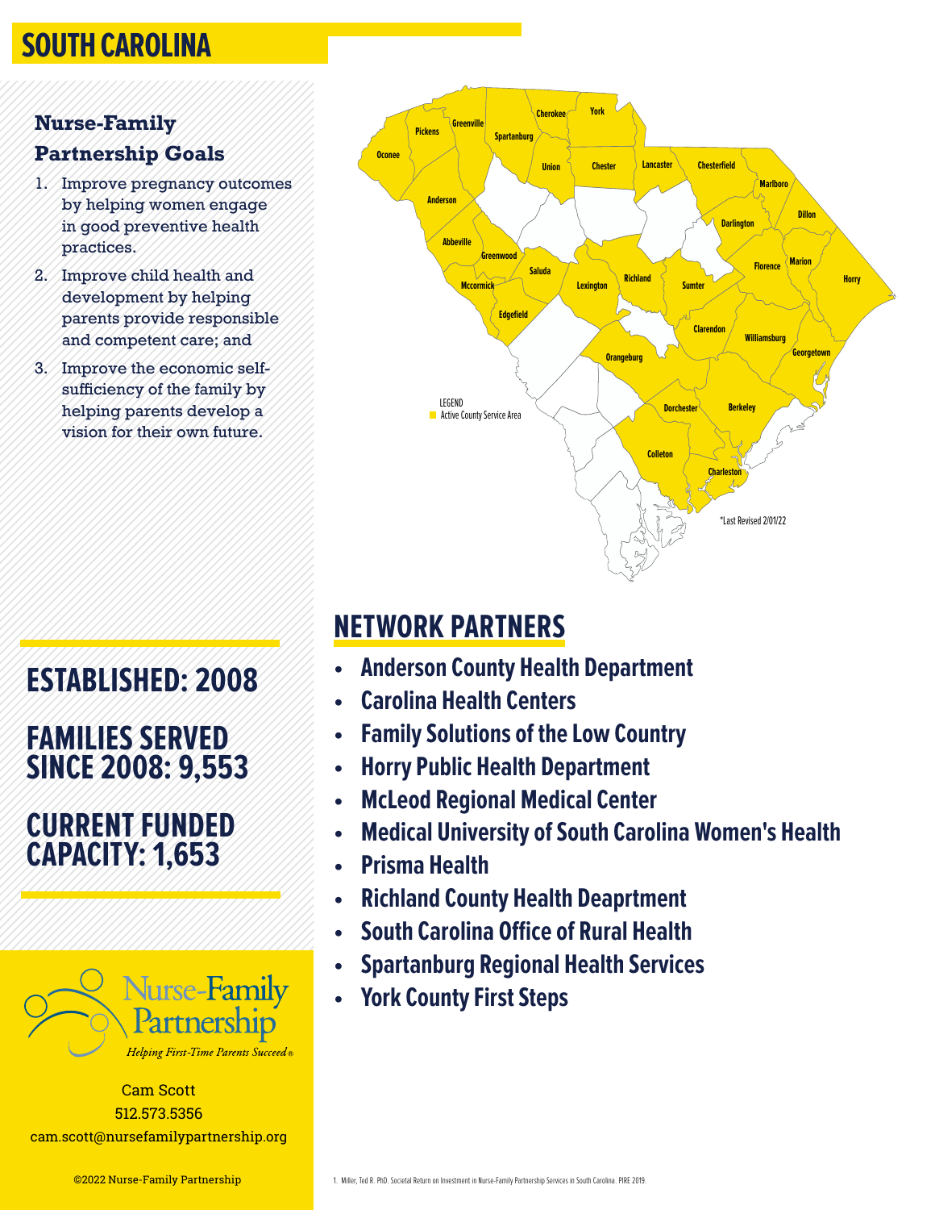# SOUTH CAROLINA

### Nurse-Family Partnership Goals

1. Improve pregnancy outcomes by helping women engage in good preventive health practices.
2. Improve child health and development by helping parents provide responsible and competent care; and
3. Improve the economic self-sufficiency of the family by helping parents develop a vision for their own future.

Oconee
Pickens
Greenville
Spartanburg
Cherokee
York
Union
Chester
Lancaster
Chesterfield
Marlboro
Dillon
Anderson
Darlington
Abbeville
Greenwood
Saluda
Mccormick
Lexington
Richland
Sumter
Florence
Marion
Horry
Edgefield
Clarendon
Williamsburg
Georgetown
Orangeburg
Dorchester
Berkeley
Colleton
Charleston

LEGEND
Active County Service Area

*Last Revised 2/01/22

## ESTABLISHED: 2008

## FAMILIES SERVED SINCE 2008: 9,553

## CURRENT FUNDED CAPACITY: 1,653

Nurse-Family Partnership
*Helping First-Time Parents Succeed®*

Cam Scott
512.573.5356
cam.scott@nursefamilypartnership.org

©2022 Nurse-Family Partnership

## NETWORK PARTNERS

- **Anderson County Health Department**
- **Carolina Health Centers**
- **Family Solutions of the Low Country**
- **Horry Public Health Department**
- **McLeod Regional Medical Center**
- **Medical University of South Carolina Women's Health**
- **Prisma Health**
- **Richland County Health Deaprtment**
- **South Carolina Office of Rural Health**
- **Spartanburg Regional Health Services**
- **York County First Steps**

1. Miller, Ted R. PhD. Societal Return on Investment in Nurse-Family Partnership Services in South Carolina. PIRE 2019.